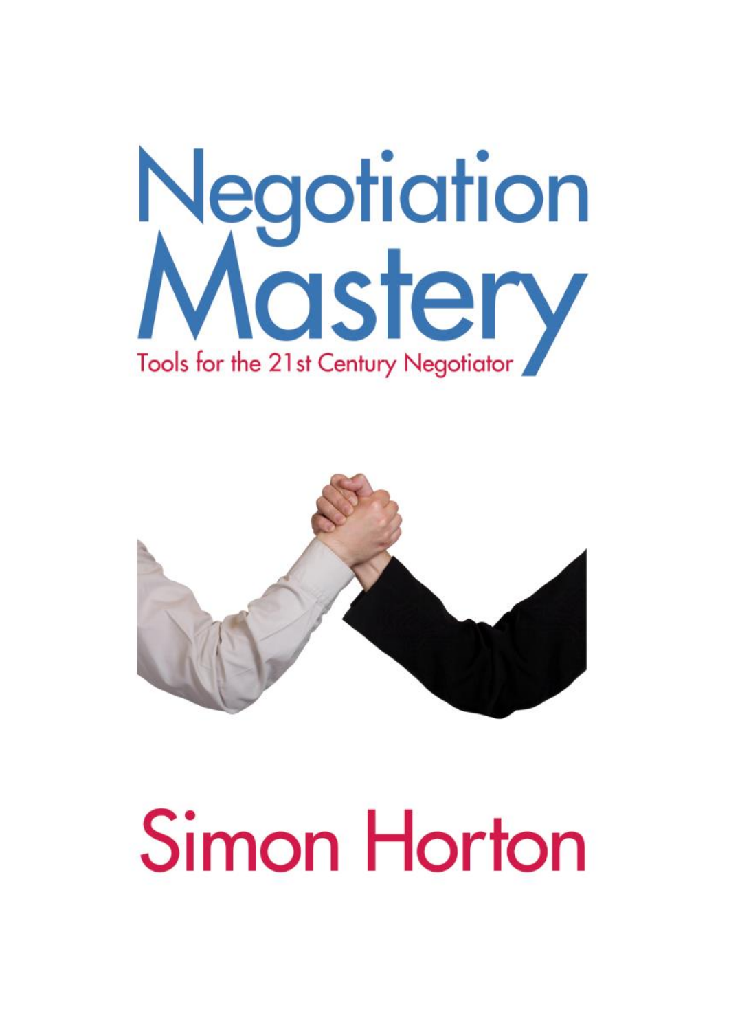# Negotiation Mastery

## Tools for the 21st Century Negotiator

**Simon Horton**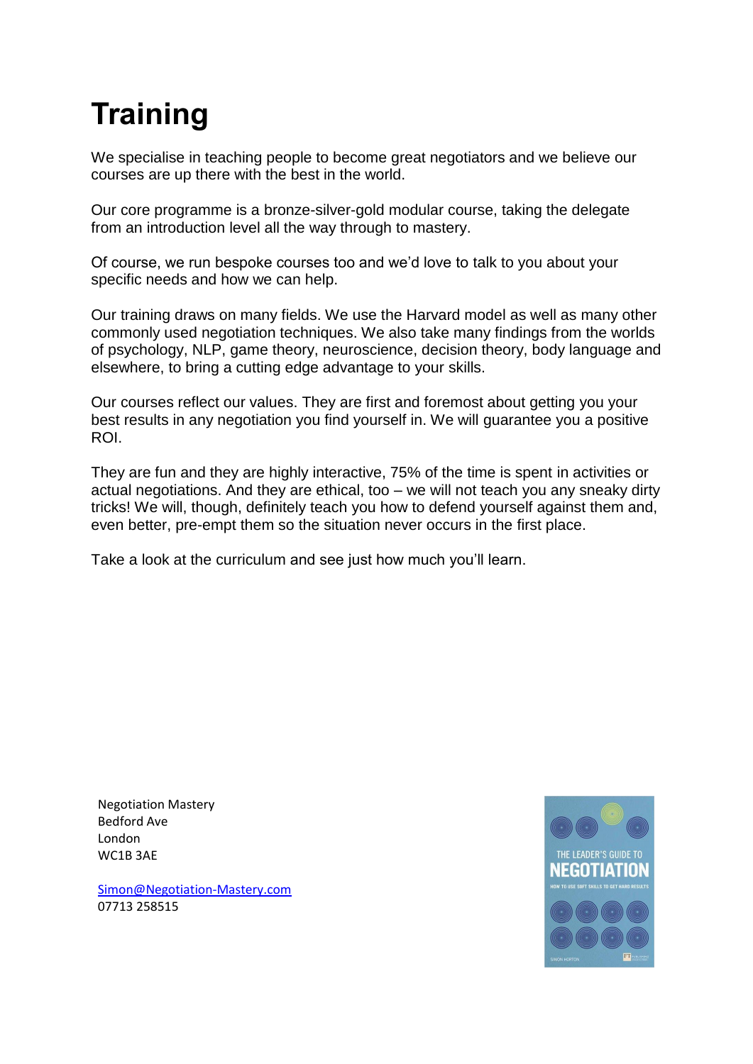# Training

We specialise in teaching people to become great negotiators and we believe our courses are up there with the best in the world.

Our core programme is a bronze-silver-gold modular course, taking the delegate from an introduction level all the way through to mastery.

Of course, we run bespoke courses too and we'd love to talk to you about your specific needs and how we can help.

Our training draws on many fields. We use the Harvard model as well as many other commonly used negotiation techniques. We also take many findings from the worlds of psychology, NLP, game theory, neuroscience, decision theory, body language and elsewhere, to bring a cutting edge advantage to your skills.

Our courses reflect our values. They are first and foremost about getting you your best results in any negotiation you find yourself in. We will guarantee you a positive ROI.

They are fun and they are highly interactive, 75% of the time is spent in activities or actual negotiations. And they are ethical, too – we will not teach you any sneaky dirty tricks! We will, though, definitely teach you how to defend yourself against them and, even better, pre-empt them so the situation never occurs in the first place.

Take a look at the curriculum and see just how much you'll learn.

Negotiation Mastery
Bedford Ave
London
WC1B 3AE

Simon@Negotiation-Mastery.com
07713 258515

THE LEADER'S GUIDE TO
NEGOTIATION
HOW TO USE SOFT SKILLS TO GET HARD RESULTS
SIMON HORTON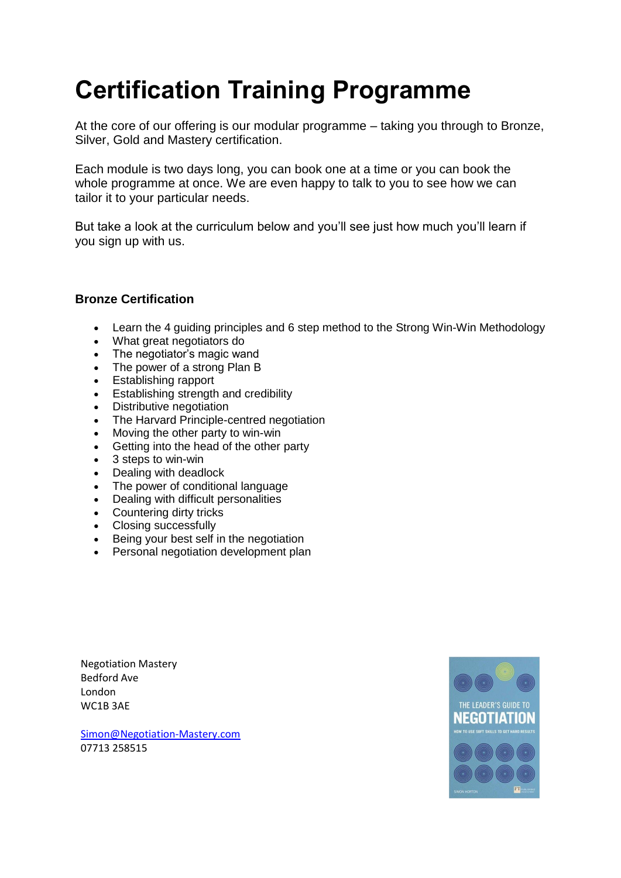# Certification Training Programme

At the core of our offering is our modular programme – taking you through to Bronze, Silver, Gold and Mastery certification.

Each module is two days long, you can book one at a time or you can book the whole programme at once. We are even happy to talk to you to see how we can tailor it to your particular needs.

But take a look at the curriculum below and you'll see just how much you'll learn if you sign up with us.

### Bronze Certification

- Learn the 4 guiding principles and 6 step method to the Strong Win-Win Methodology
- What great negotiators do
- The negotiator's magic wand
- The power of a strong Plan B
- Establishing rapport
- Establishing strength and credibility
- Distributive negotiation
- The Harvard Principle-centred negotiation
- Moving the other party to win-win
- Getting into the head of the other party
- 3 steps to win-win
- Dealing with deadlock
- The power of conditional language
- Dealing with difficult personalities
- Countering dirty tricks
- Closing successfully
- Being your best self in the negotiation
- Personal negotiation development plan

Negotiation Mastery
Bedford Ave
London
WC1B 3AE

Simon@Negotiation-Mastery.com
07713 258515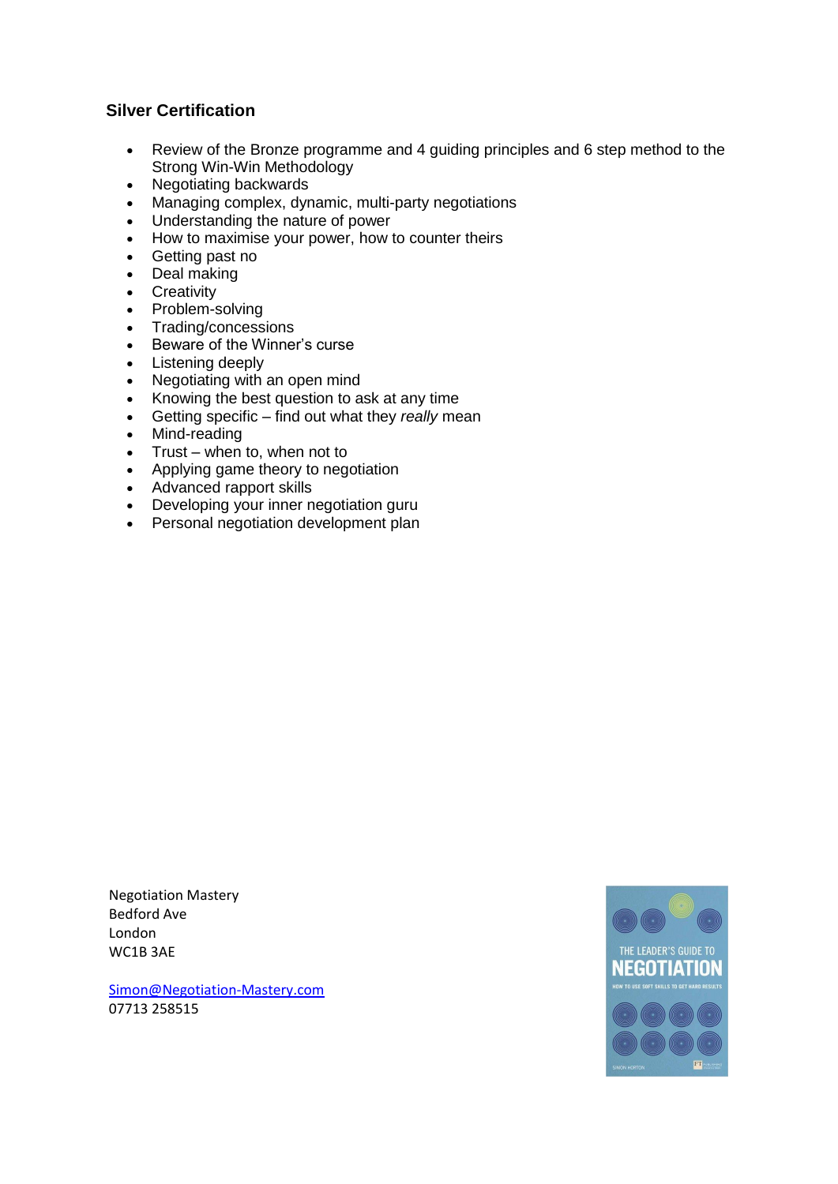## Silver Certification

- Review of the Bronze programme and 4 guiding principles and 6 step method to the Strong Win-Win Methodology
- Negotiating backwards
- Managing complex, dynamic, multi-party negotiations
- Understanding the nature of power
- How to maximise your power, how to counter theirs
- Getting past no
- Deal making
- Creativity
- Problem-solving
- Trading/concessions
- Beware of the Winner's curse
- Listening deeply
- Negotiating with an open mind
- Knowing the best question to ask at any time
- Getting specific – find out what they *really* mean
- Mind-reading
- Trust – when to, when not to
- Applying game theory to negotiation
- Advanced rapport skills
- Developing your inner negotiation guru
- Personal negotiation development plan

Negotiation Mastery
Bedford Ave
London
WC1B 3AE

Simon@Negotiation-Mastery.com
07713 258515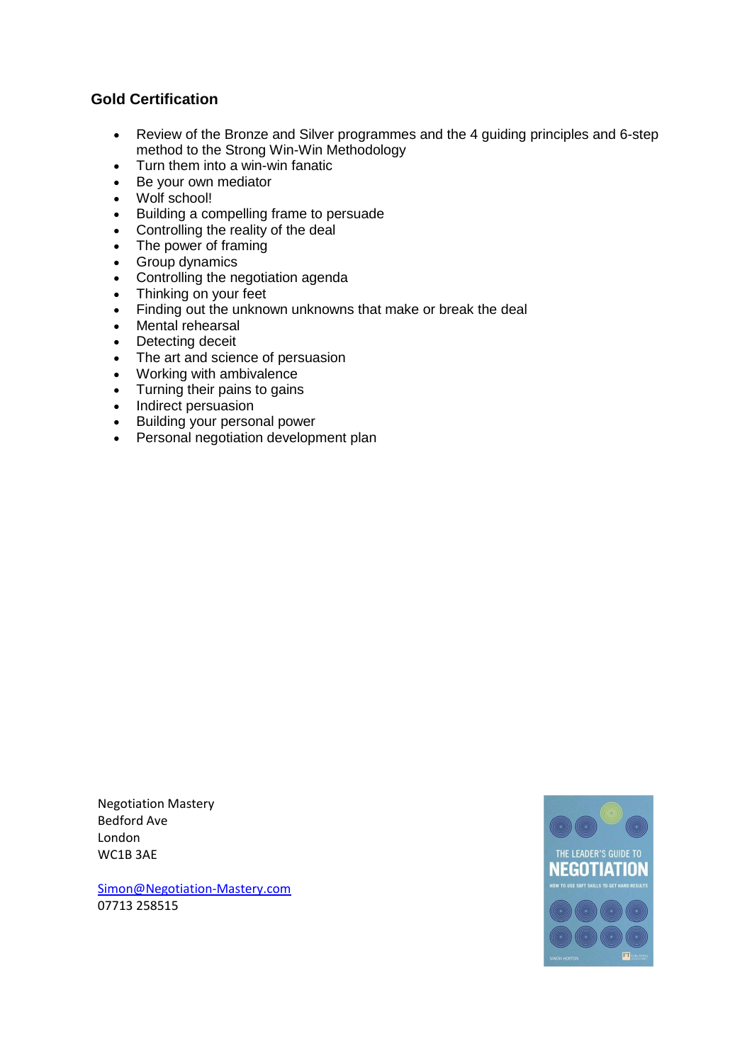## Gold Certification

- Review of the Bronze and Silver programmes and the 4 guiding principles and 6-step method to the Strong Win-Win Methodology
- Turn them into a win-win fanatic
- Be your own mediator
- Wolf school!
- Building a compelling frame to persuade
- Controlling the reality of the deal
- The power of framing
- Group dynamics
- Controlling the negotiation agenda
- Thinking on your feet
- Finding out the unknown unknowns that make or break the deal
- Mental rehearsal
- Detecting deceit
- The art and science of persuasion
- Working with ambivalence
- Turning their pains to gains
- Indirect persuasion
- Building your personal power
- Personal negotiation development plan

Negotiation Mastery
Bedford Ave
London
WC1B 3AE

Simon@Negotiation-Mastery.com
07713 258515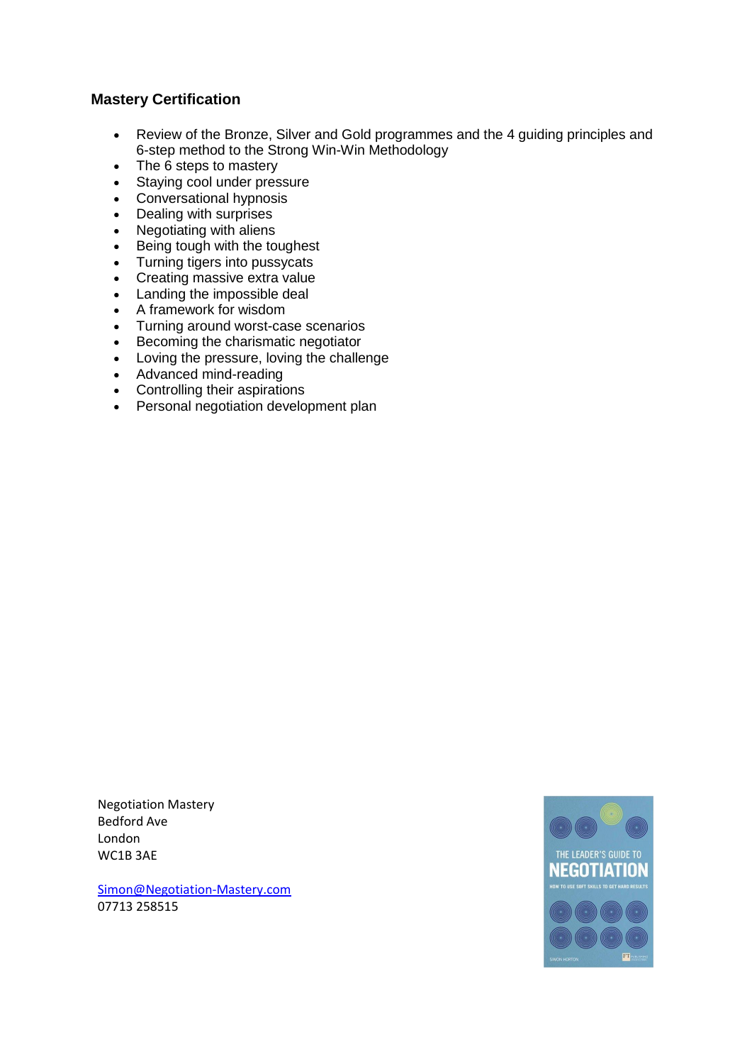### Mastery Certification

- Review of the Bronze, Silver and Gold programmes and the 4 guiding principles and 6-step method to the Strong Win-Win Methodology
- The 6 steps to mastery
- Staying cool under pressure
- Conversational hypnosis
- Dealing with surprises
- Negotiating with aliens
- Being tough with the toughest
- Turning tigers into pussycats
- Creating massive extra value
- Landing the impossible deal
- A framework for wisdom
- Turning around worst-case scenarios
- Becoming the charismatic negotiator
- Loving the pressure, loving the challenge
- Advanced mind-reading
- Controlling their aspirations
- Personal negotiation development plan

Negotiation Mastery
Bedford Ave
London
WC1B 3AE

Simon@Negotiation-Mastery.com
07713 258515

THE LEADER'S GUIDE TO
NEGOTIATION
HOW TO USE SOFT SKILLS TO GET HARD RESULTS
SIMON HORTON